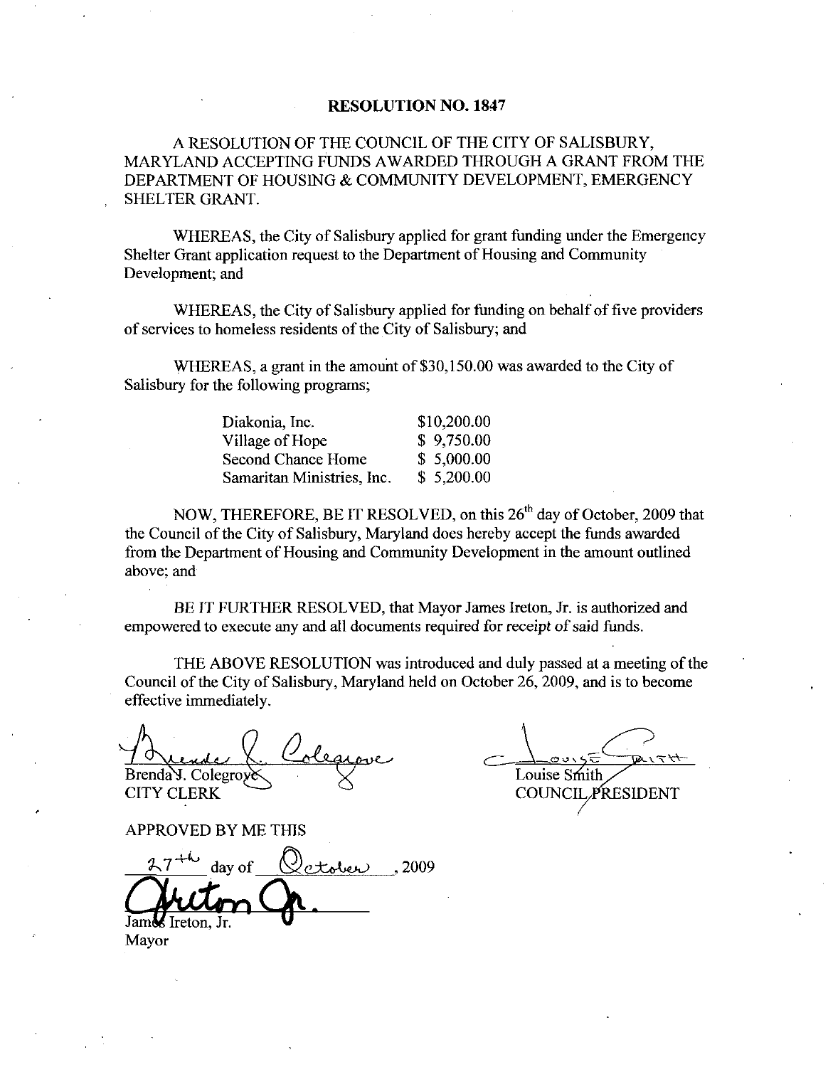# RESOLUTION NO. 1847

A RESOLUTION OF THE COUNCIL OF THE CITY OF SALISBURY, MARYLAND ACCEPTING FUNDS AWARDED THROUGH A GRANT FROM THE DEPARTMENT OF HOUSING & COMMUNITY DEVELOPMENT, EMERGENCY SHELTER GRANT.

WHEREAS, the City of Salisbury applied for grant funding under the Emergency Shelter Grant application request to the Department of Housing and Community Development; and

WHEREAS, the City of Salisbury applied for funding on behalf of five providers of services to homeless residents of the City of Salisbury; and

WHEREAS, a grant in the amount of $30,150.00 was awarded to the City of Salisbury for the following programs;

| | |
|---|---|
| Diakonia, Inc. | $10,200.00 |
| Village of Hope | $ 9,750.00 |
| Second Chance Home | $ 5,000.00 |
| Samaritan Ministries, Inc. | $ 5,200.00 |

NOW, THEREFORE, BE IT RESOLVED, on this 26th day of October, 2009 that the Council of the City of Salisbury, Maryland does hereby accept the funds awarded from the Department of Housing and Community Development in the amount outlined above; and

BE IT FURTHER RESOLVED, that Mayor James Ireton, Jr. is authorized and empowered to execute any and all documents required for receipt of said funds.

THE ABOVE RESOLUTION was introduced and duly passed at a meeting of the Council of the City of Salisbury, Maryland held on October 26, 2009, and is to become effective immediately.

Brenda J. Colegrove
CITY CLERK

Louise Smith
COUNCIL PRESIDENT

APPROVED BY ME THIS

27th day of October, 2009

James Ireton, Jr.
Mayor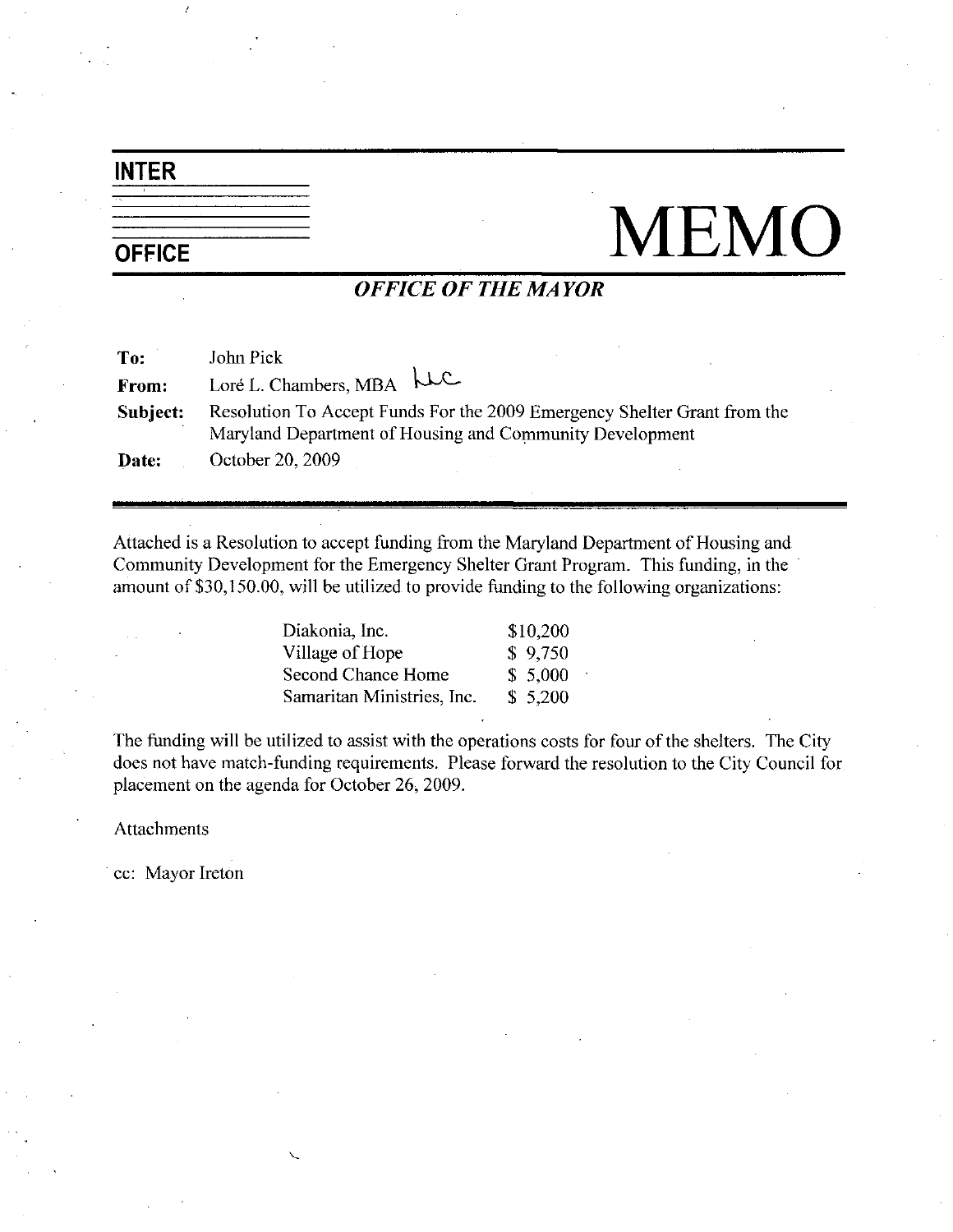**INTER**

**OFFICE**

# MEMO

***OFFICE OF THE MAYOR***

| | |
|---|---|
| **To:** | John Pick |
| **From:** | Loré L. Chambers, MBA LLC |
| **Subject:** | Resolution To Accept Funds For the 2009 Emergency Shelter Grant from the Maryland Department of Housing and Community Development |
| **Date:** | October 20, 2009 |

Attached is a Resolution to accept funding from the Maryland Department of Housing and Community Development for the Emergency Shelter Grant Program. This funding, in the amount of $30,150.00, will be utilized to provide funding to the following organizations:

| | |
|---|---|
| Diakonia, Inc. | $10,200 |
| Village of Hope | $ 9,750 |
| Second Chance Home | $ 5,000 |
| Samaritan Ministries, Inc. | $ 5,200 |

The funding will be utilized to assist with the operations costs for four of the shelters. The City does not have match-funding requirements. Please forward the resolution to the City Council for placement on the agenda for October 26, 2009.

Attachments

cc: Mayor Ireton